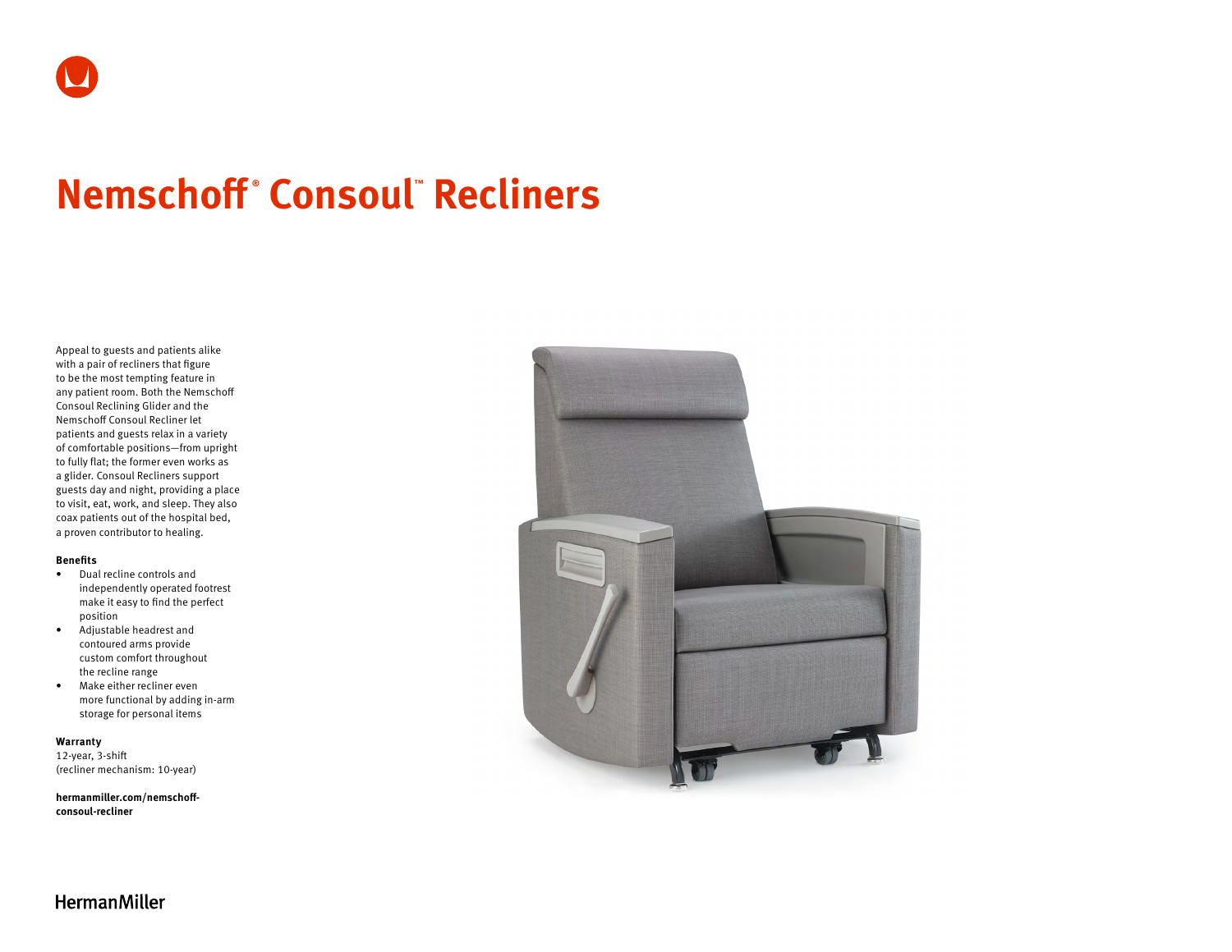# Nemschoff® Consoul™ Recliners

Appeal to guests and patients alike with a pair of recliners that figure to be the most tempting feature in any patient room. Both the Nemschoff Consoul Reclining Glider and the Nemschoff Consoul Recliner let patients and guests relax in a variety of comfortable positions—from upright to fully flat; the former even works as a glider. Consoul Recliners support guests day and night, providing a place to visit, eat, work, and sleep. They also coax patients out of the hospital bed, a proven contributor to healing.

**Benefits**

- Dual recline controls and independently operated footrest make it easy to find the perfect position
- Adjustable headrest and contoured arms provide custom comfort throughout the recline range
- Make either recliner even more functional by adding in-arm storage for personal items

**Warranty**

12-year, 3-shift
(recliner mechanism: 10-year)

**hermanmiller.com/nemschoff-consoul-recliner**

HermanMiller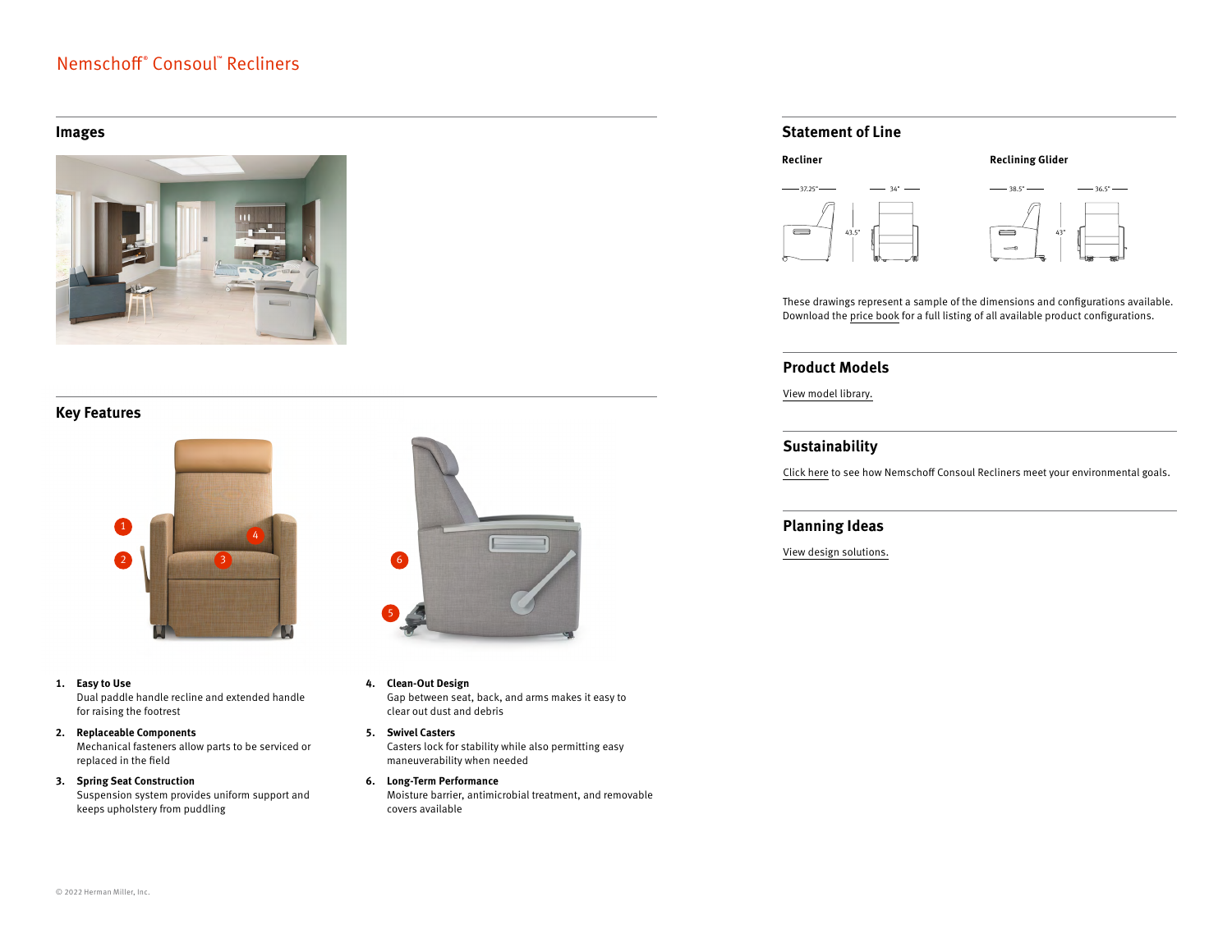# Nemschoff® Consoul™ Recliners

## Images

## Key Features

1. **Easy to Use**
   Dual paddle handle recline and extended handle for raising the footrest
2. **Replaceable Components**
   Mechanical fasteners allow parts to be serviced or replaced in the field
3. **Spring Seat Construction**
   Suspension system provides uniform support and keeps upholstery from puddling
4. **Clean-Out Design**
   Gap between seat, back, and arms makes it easy to clear out dust and debris
5. **Swivel Casters**
   Casters lock for stability while also permitting easy maneuverability when needed
6. **Long-Term Performance**
   Moisture barrier, antimicrobial treatment, and removable covers available

## Statement of Line

**Recliner**

37.25"
34"
43.5"

**Reclining Glider**

38.5"
36.5"
43"

These drawings represent a sample of the dimensions and configurations available. Download the price book for a full listing of all available product configurations.

## Product Models

View model library.

## Sustainability

Click here to see how Nemschoff Consoul Recliners meet your environmental goals.

## Planning Ideas

View design solutions.

© 2022 Herman Miller, Inc.